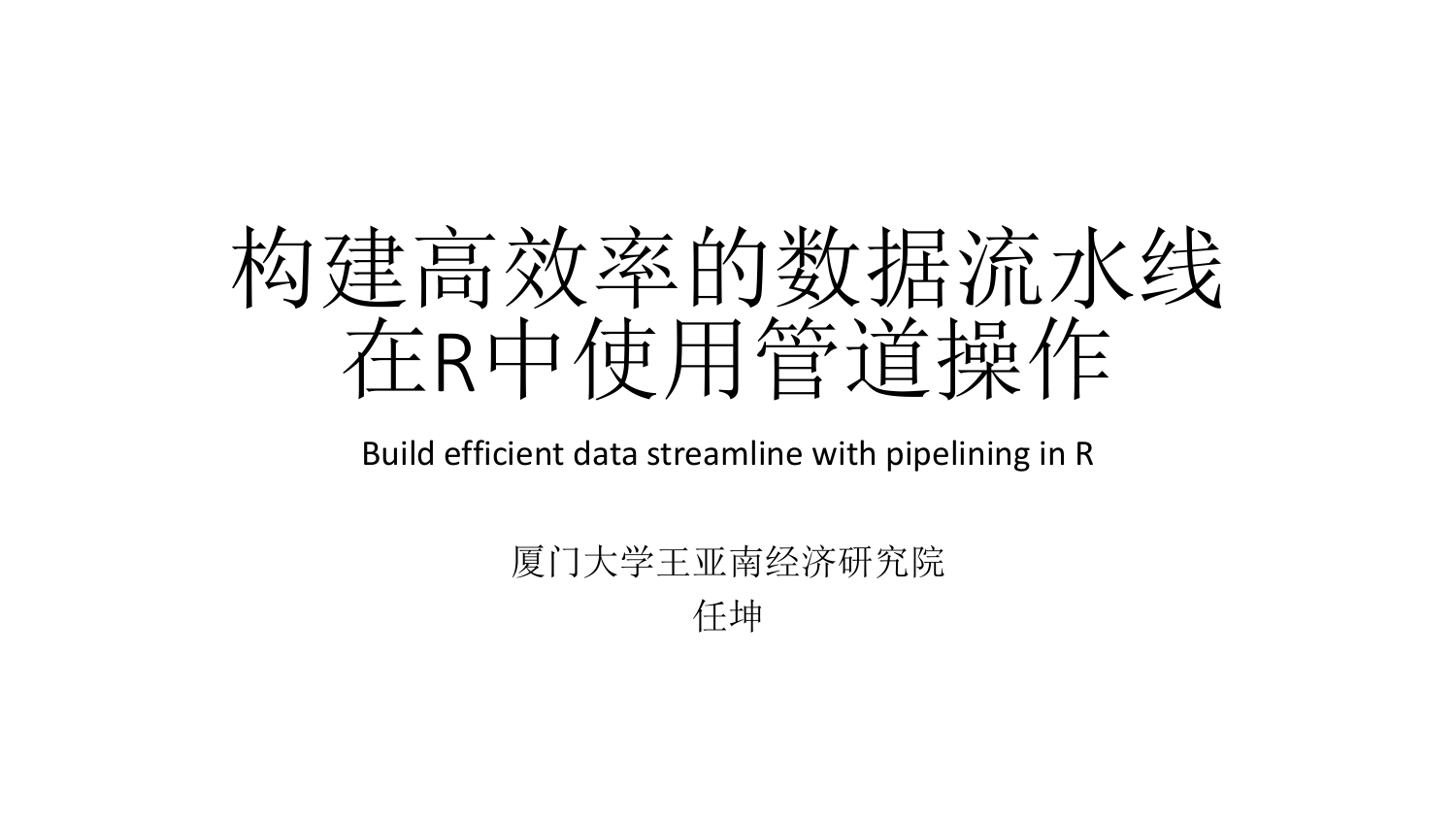# 构建高效率的数据流水线
# 在R中使用管道操作

Build efficient data streamline with pipelining in R

厦门大学王亚南经济研究院

任坤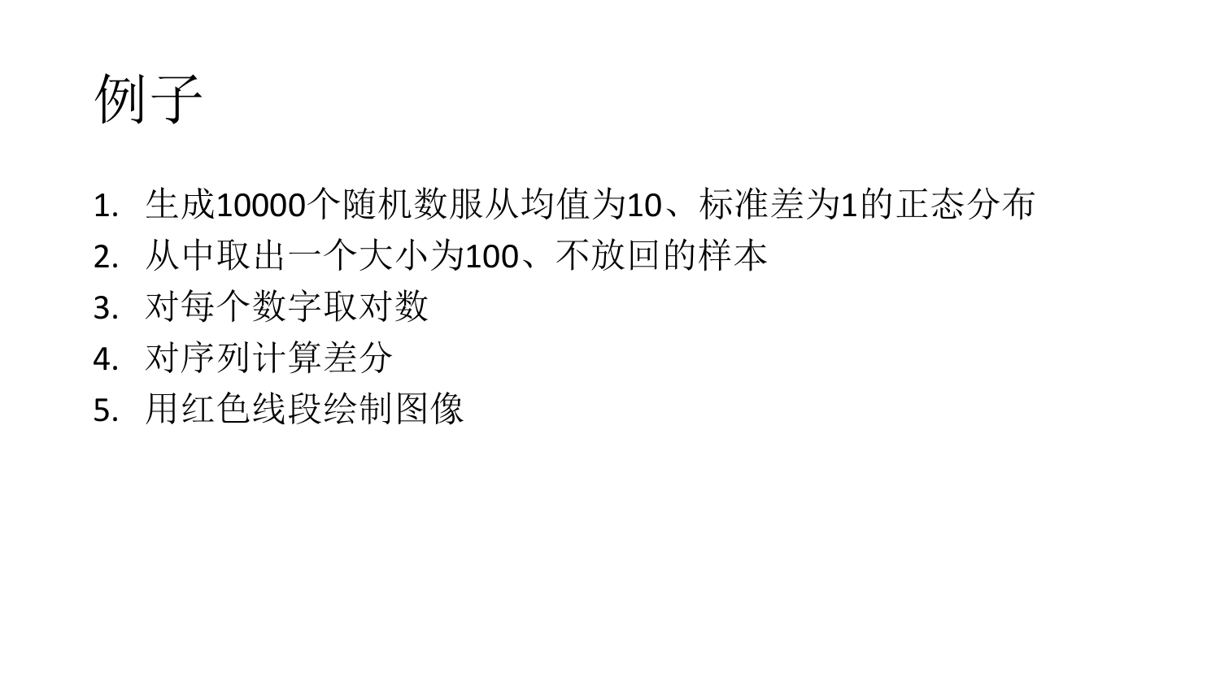# 例子

1. 生成10000个随机数服从均值为10、标准差为1的正态分布
2. 从中取出一个大小为100、不放回的样本
3. 对每个数字取对数
4. 对序列计算差分
5. 用红色线段绘制图像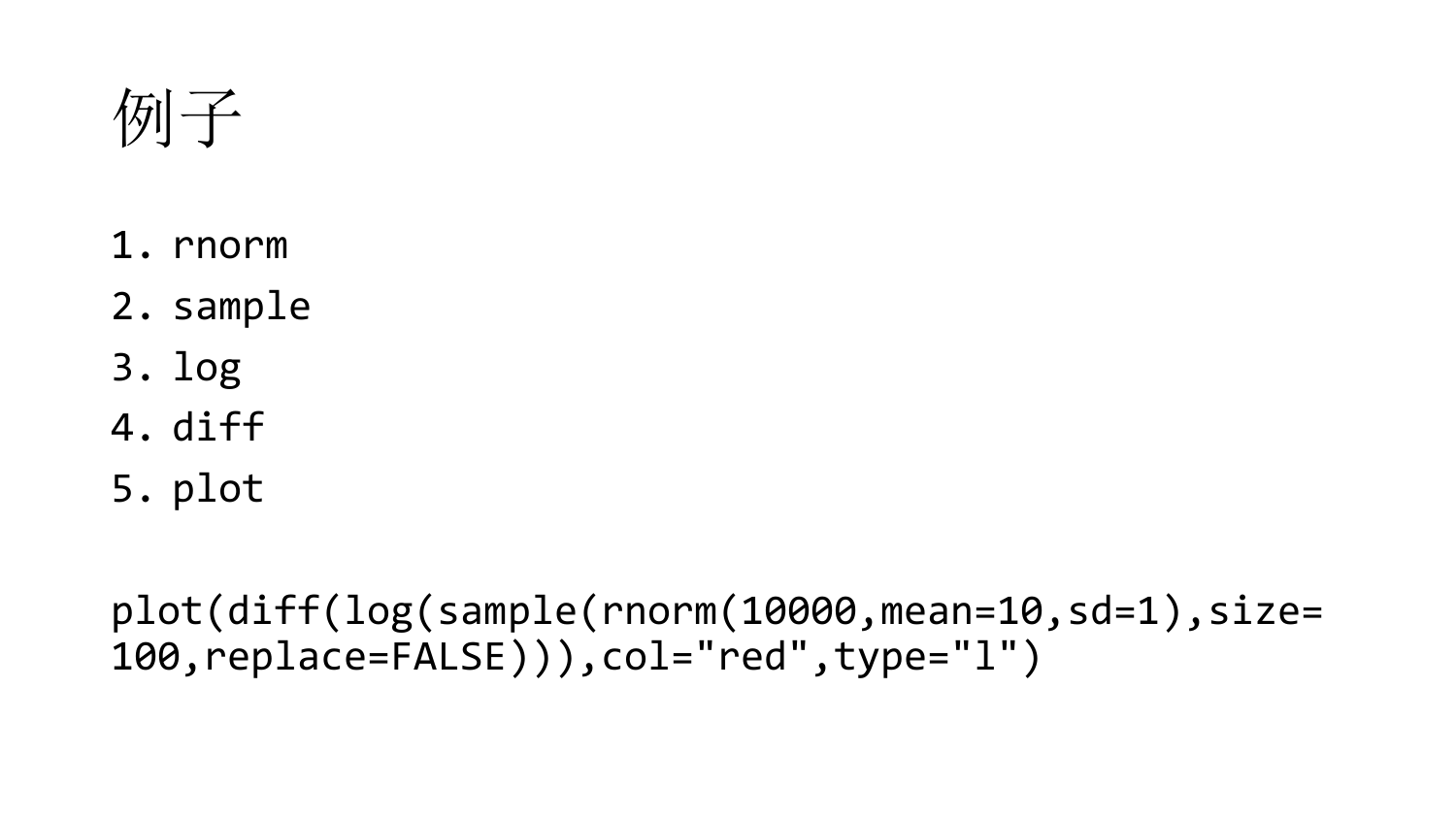# 例子

1. rnorm
2. sample
3. log
4. diff
5. plot

```
plot(diff(log(sample(rnorm(10000,mean=10,sd=1),size=100,replace=FALSE))),col="red",type="l")
```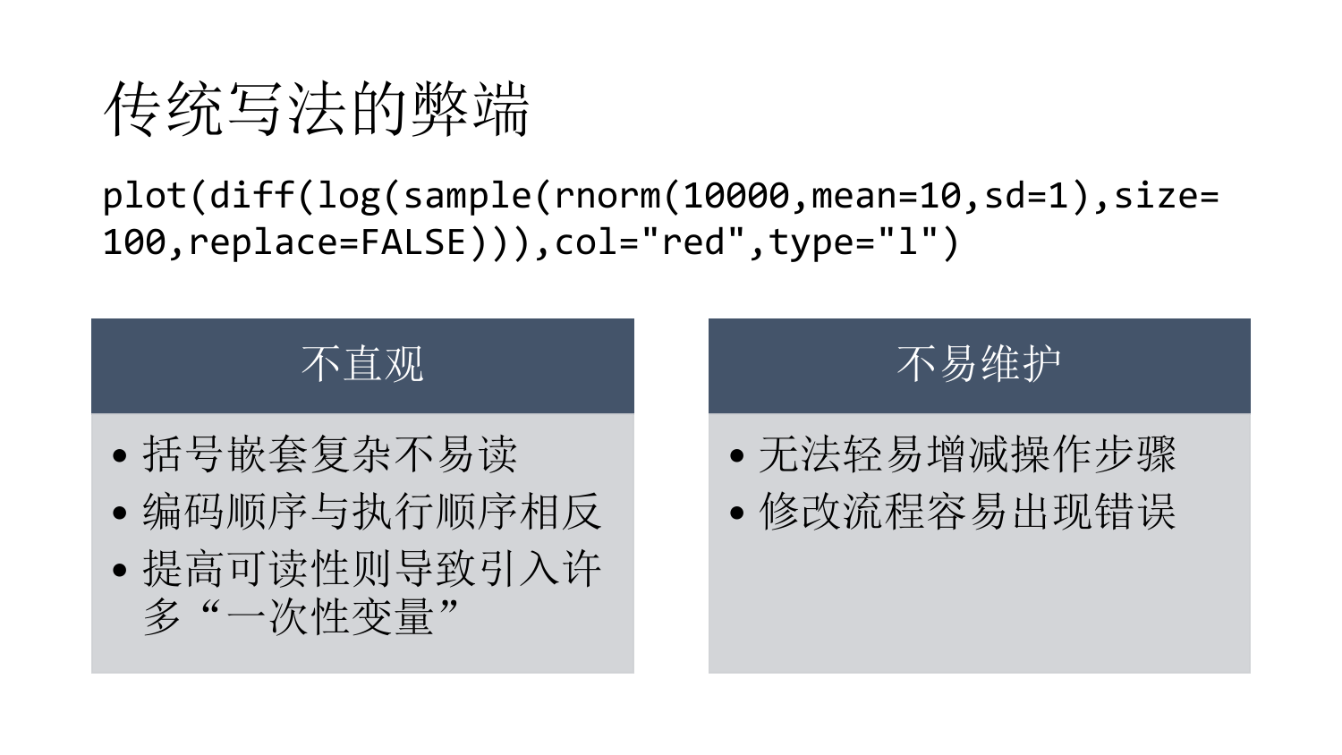# 传统写法的弊端

```
plot(diff(log(sample(rnorm(10000,mean=10,sd=1),size=100,replace=FALSE))),col="red",type="l")
```

### 不直观

- 括号嵌套复杂不易读
- 编码顺序与执行顺序相反
- 提高可读性则导致引入许多“一次性变量”

### 不易维护

- 无法轻易增减操作步骤
- 修改流程容易出现错误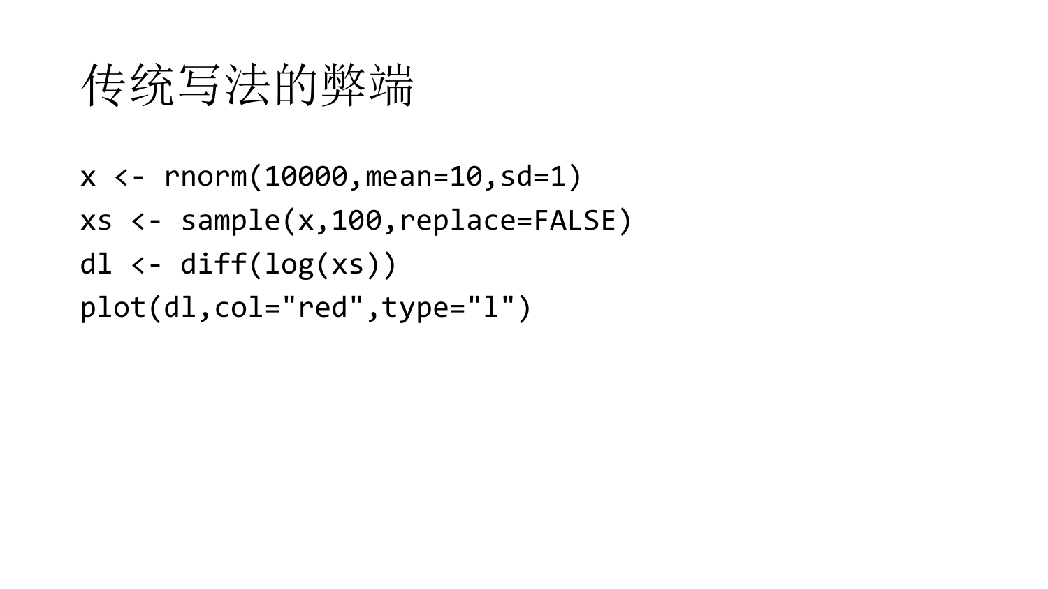# 传统写法的弊端

```
x <- rnorm(10000,mean=10,sd=1)
xs <- sample(x,100,replace=FALSE)
dl <- diff(log(xs))
plot(dl,col="red",type="l")
```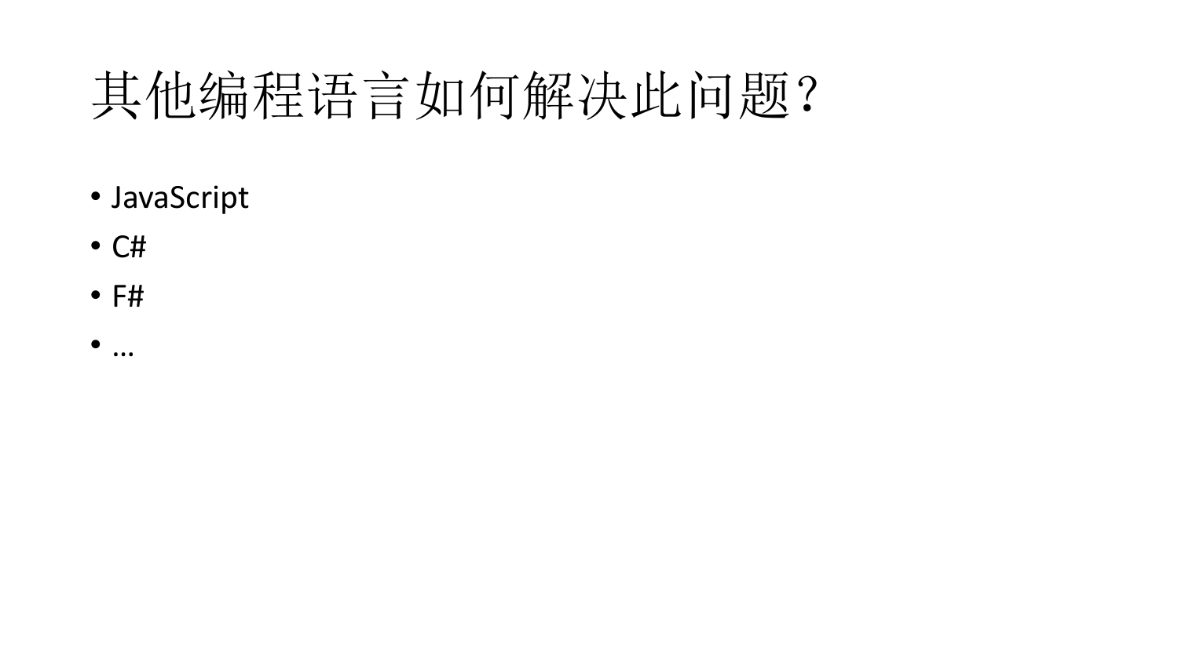# 其他编程语言如何解决此问题？

- JavaScript
- C#
- F#
- …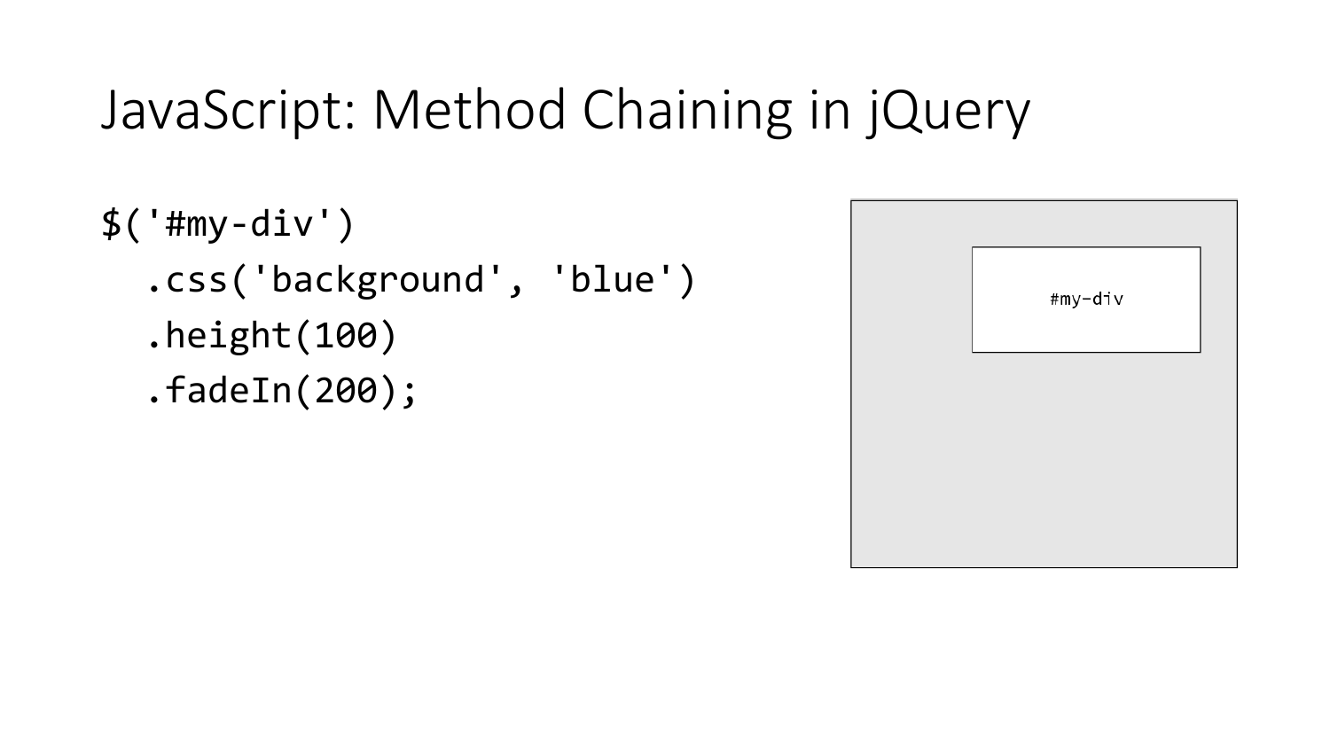# JavaScript: Method Chaining in jQuery

```
$('#my-div')
  .css('background', 'blue')
  .height(100)
  .fadeIn(200);
```

#my-div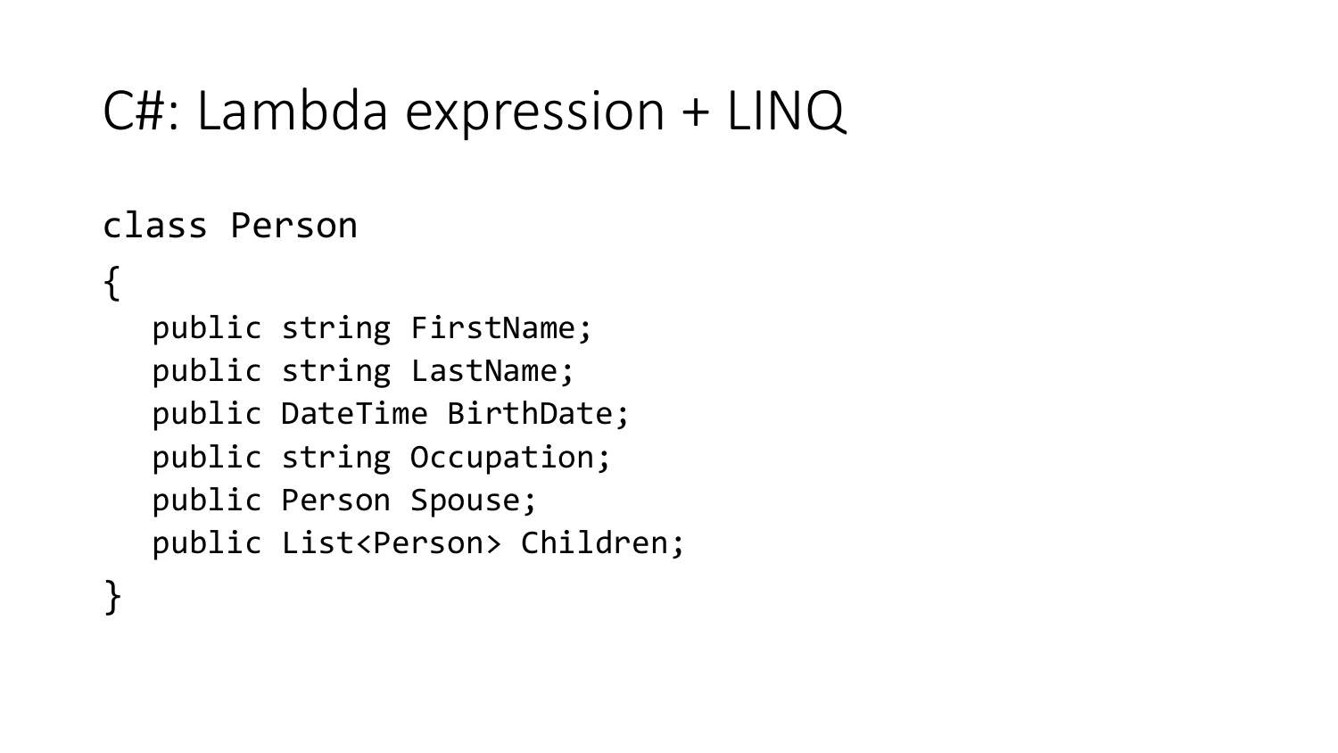# C#: Lambda expression + LINQ

```
class Person
{
    public string FirstName;
    public string LastName;
    public DateTime BirthDate;
    public string Occupation;
    public Person Spouse;
    public List<Person> Children;
}
```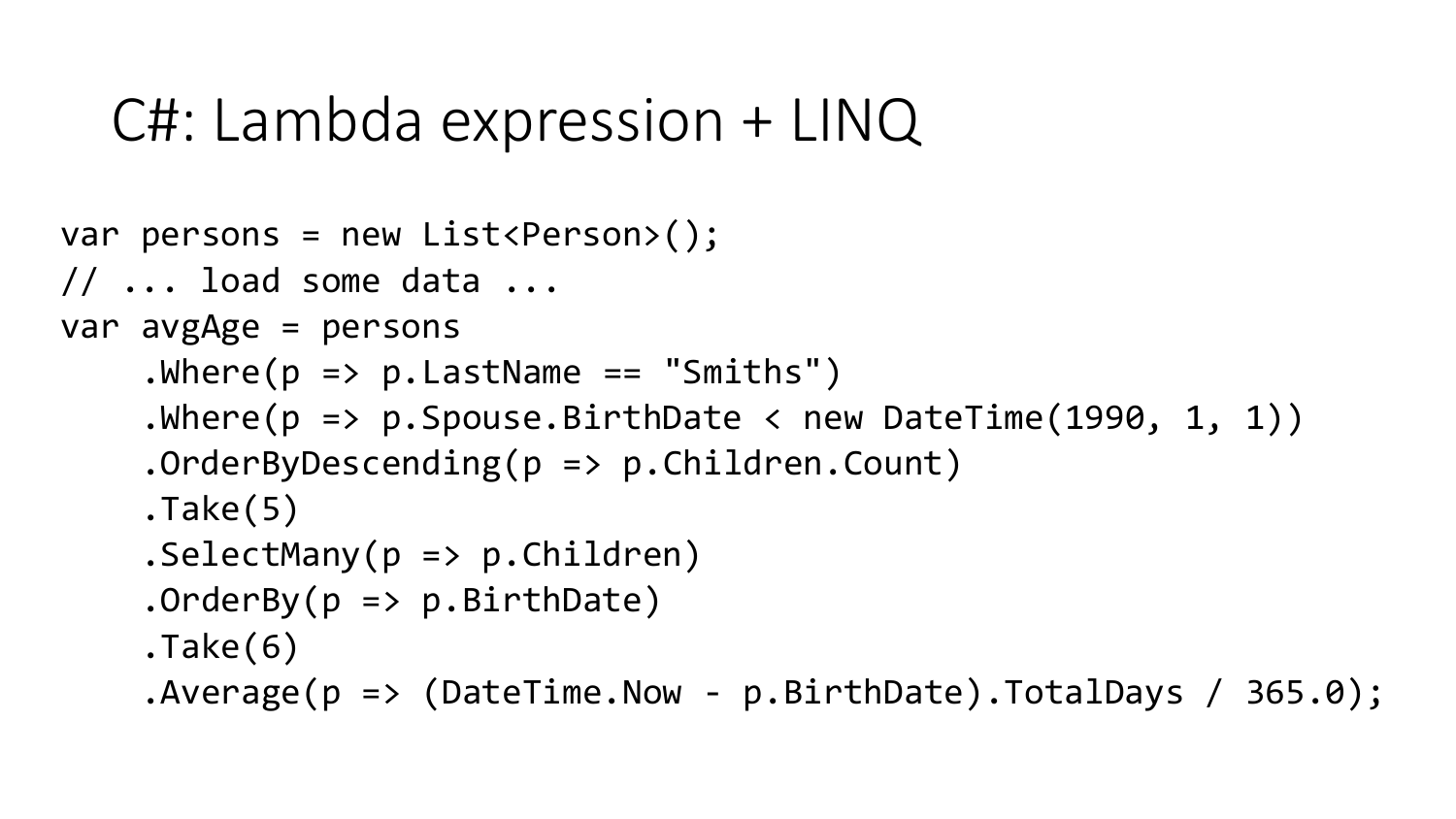# C#: Lambda expression + LINQ

```
var persons = new List<Person>();
// ... load some data ...
var avgAge = persons
    .Where(p => p.LastName == "Smiths")
    .Where(p => p.Spouse.BirthDate < new DateTime(1990, 1, 1))
    .OrderByDescending(p => p.Children.Count)
    .Take(5)
    .SelectMany(p => p.Children)
    .OrderBy(p => p.BirthDate)
    .Take(6)
    .Average(p => (DateTime.Now - p.BirthDate).TotalDays / 365.0);
```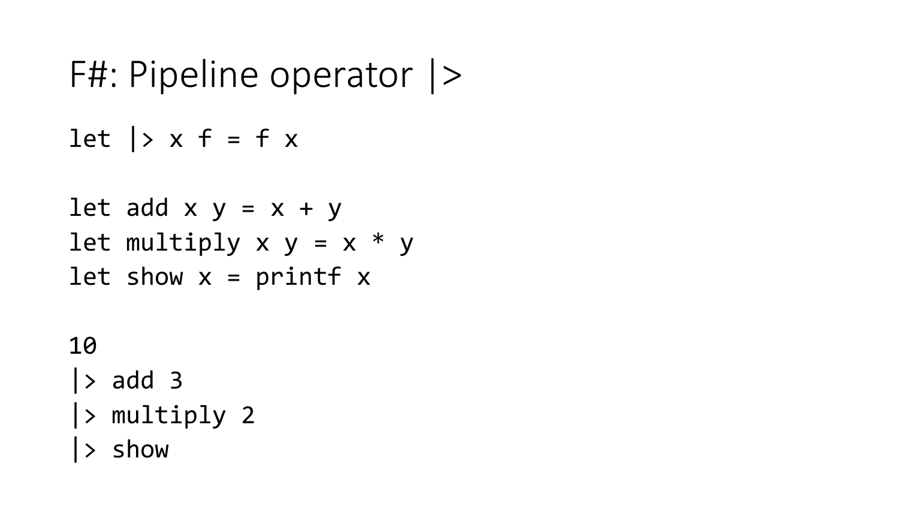# F#: Pipeline operator |>

```
let |> x f = f x

let add x y = x + y
let multiply x y = x * y
let show x = printf x

10
|> add 3
|> multiply 2
|> show
```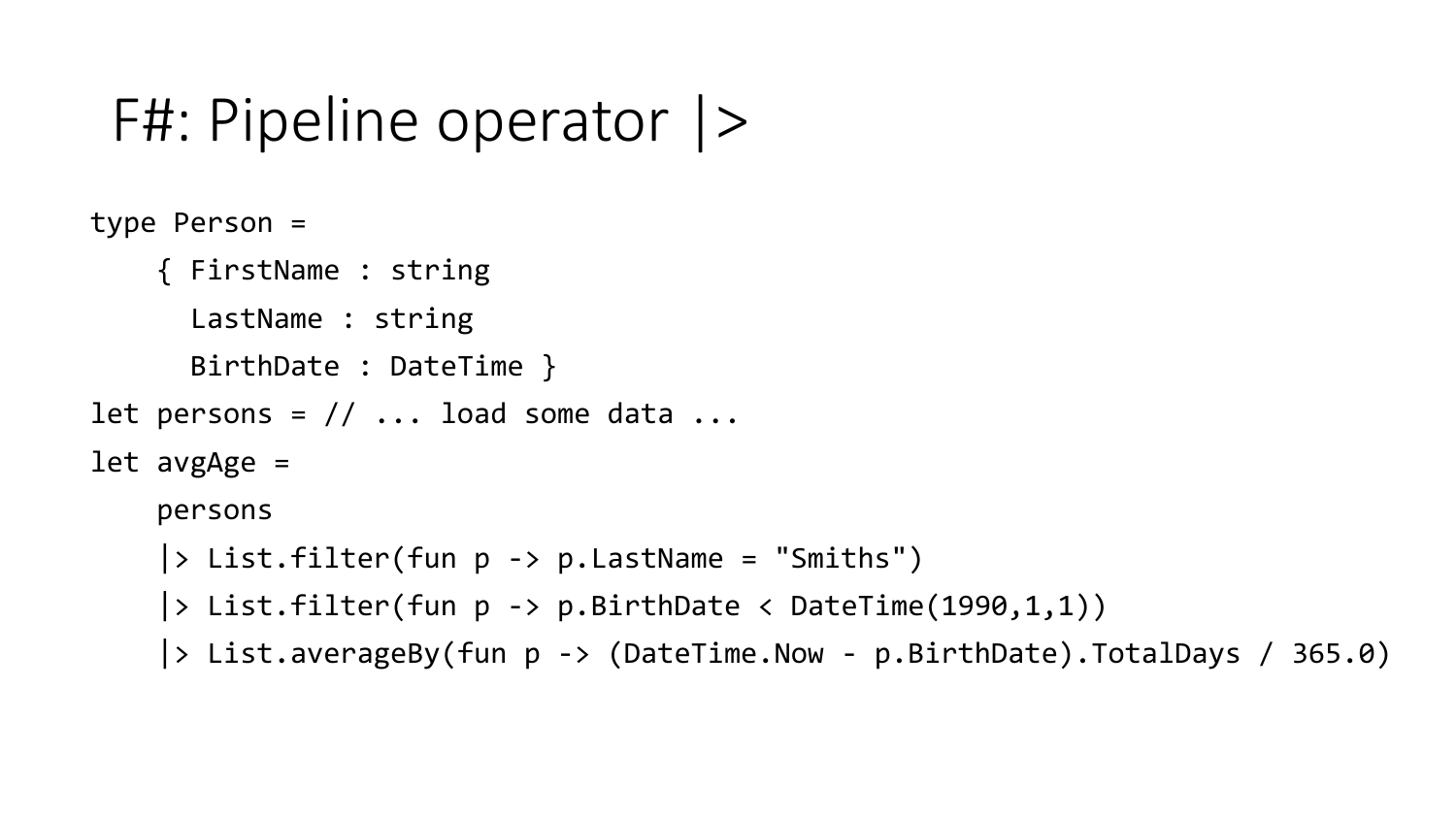# F#: Pipeline operator |>

```
type Person =
    { FirstName : string
      LastName : string
      BirthDate : DateTime }
let persons = // ... load some data ...
let avgAge =
    persons
    |> List.filter(fun p -> p.LastName = "Smiths")
    |> List.filter(fun p -> p.BirthDate < DateTime(1990,1,1))
    |> List.averageBy(fun p -> (DateTime.Now - p.BirthDate).TotalDays / 365.0)
```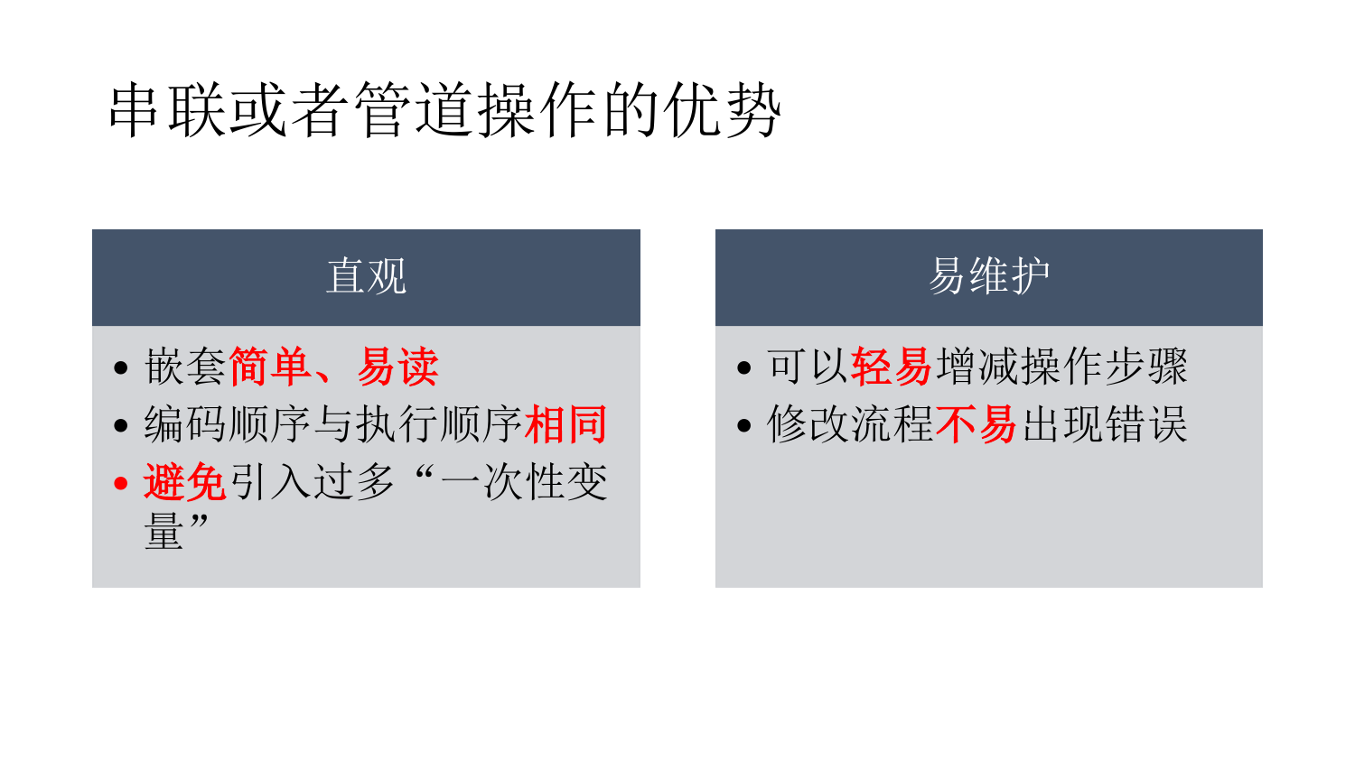# 串联或者管道操作的优势

## 直观

- 嵌套**简单、易读**
- 编码顺序与执行顺序**相同**
- **避免**引入过多“一次性变量”

## 易维护

- 可以**轻易**增减操作步骤
- 修改流程**不易**出现错误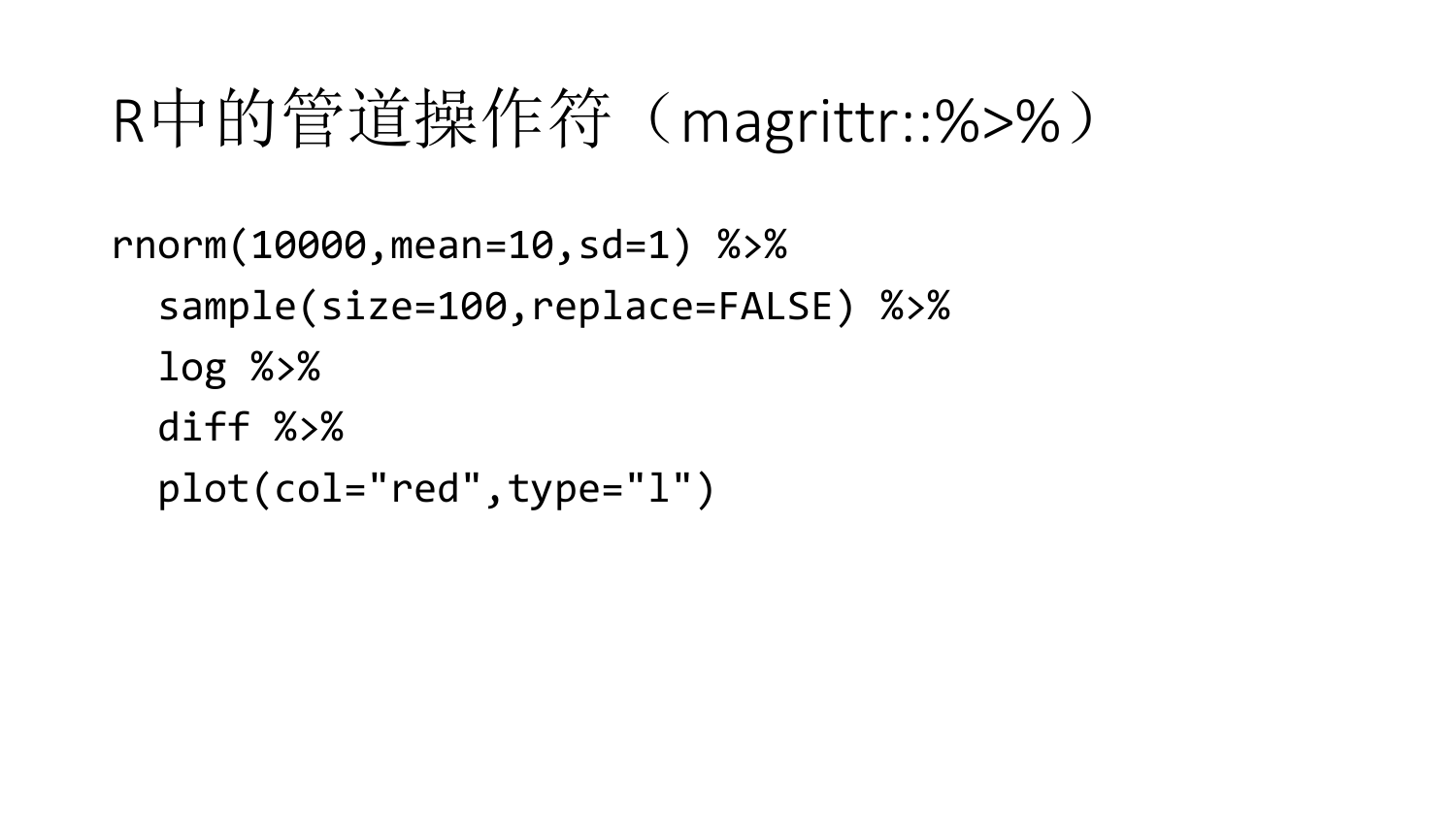# R中的管道操作符（magrittr::%>%）

```
rnorm(10000,mean=10,sd=1) %>%
  sample(size=100,replace=FALSE) %>%
  log %>%
  diff %>%
  plot(col="red",type="l")
```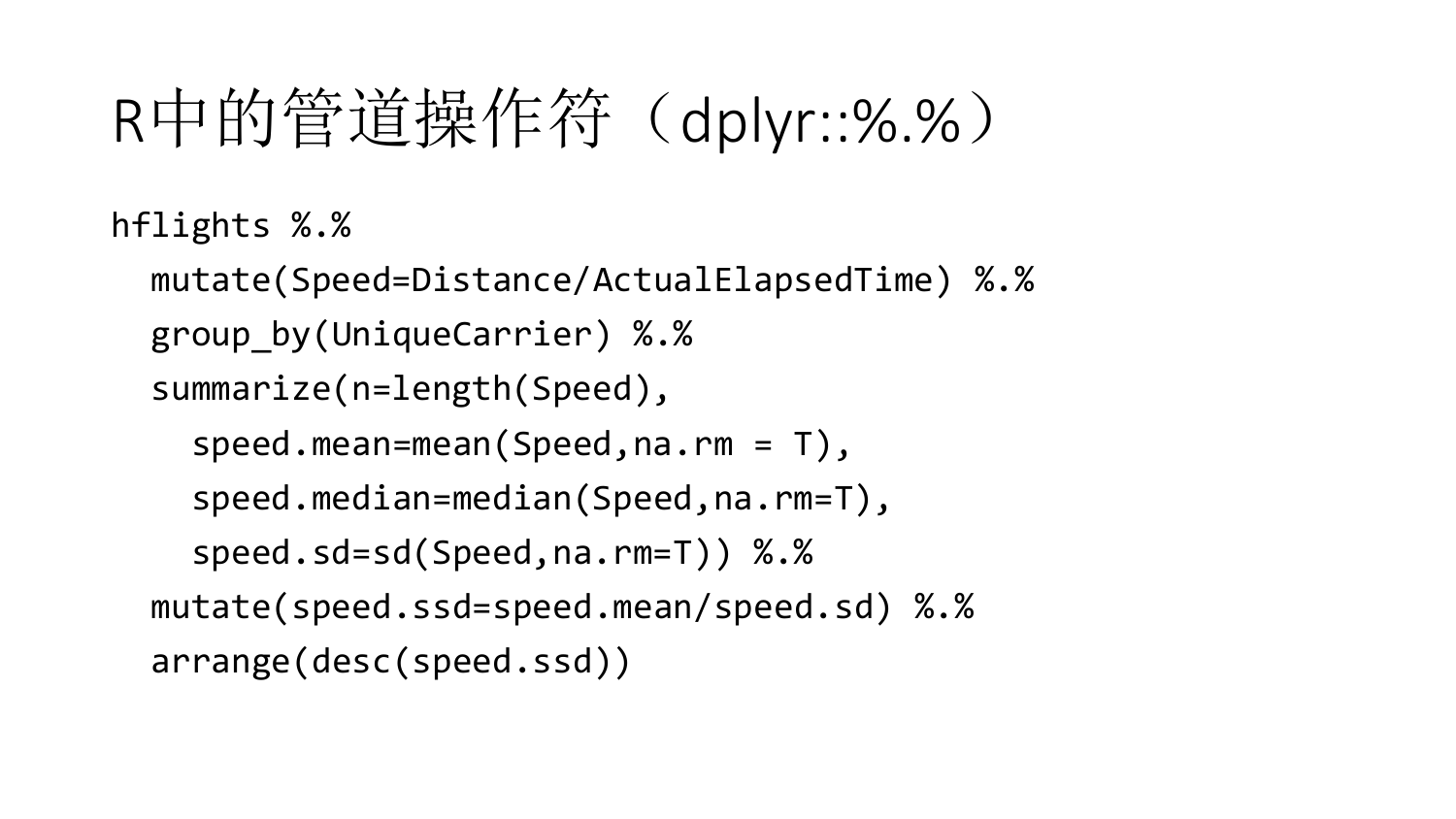# R中的管道操作符（dplyr::%.%）

```
hflights %.%
  mutate(Speed=Distance/ActualElapsedTime) %.%
  group_by(UniqueCarrier) %.%
  summarize(n=length(Speed),
    speed.mean=mean(Speed,na.rm = T),
    speed.median=median(Speed,na.rm=T),
    speed.sd=sd(Speed,na.rm=T)) %.%
  mutate(speed.ssd=speed.mean/speed.sd) %.%
  arrange(desc(speed.ssd))
```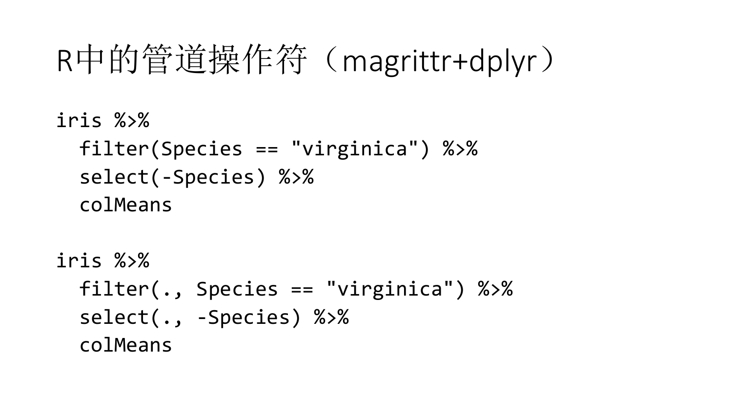# R中的管道操作符（magrittr+dplyr）

```
iris %>%
  filter(Species == "virginica") %>%
  select(-Species) %>%
  colMeans

iris %>%
  filter(., Species == "virginica") %>%
  select(., -Species) %>%
  colMeans
```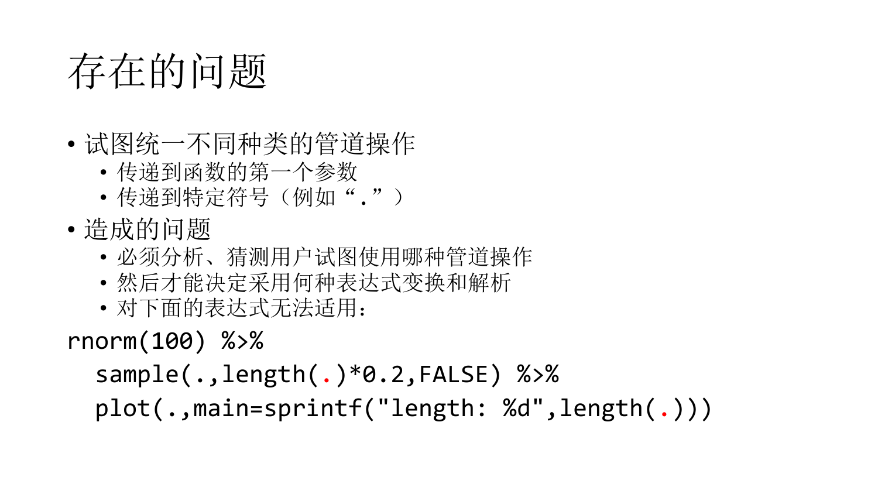# 存在的问题

- 试图统一不同种类的管道操作
  - 传递到函数的第一个参数
  - 传递到特定符号（例如“.”）
- 造成的问题
  - 必须分析、猜测用户试图使用哪种管道操作
  - 然后才能决定采用何种表达式变换和解析
  - 对下面的表达式无法适用：

```
rnorm(100) %>%
  sample(.,length(.)*0.2,FALSE) %>%
  plot(.,main=sprintf("length: %d",length(.)))
```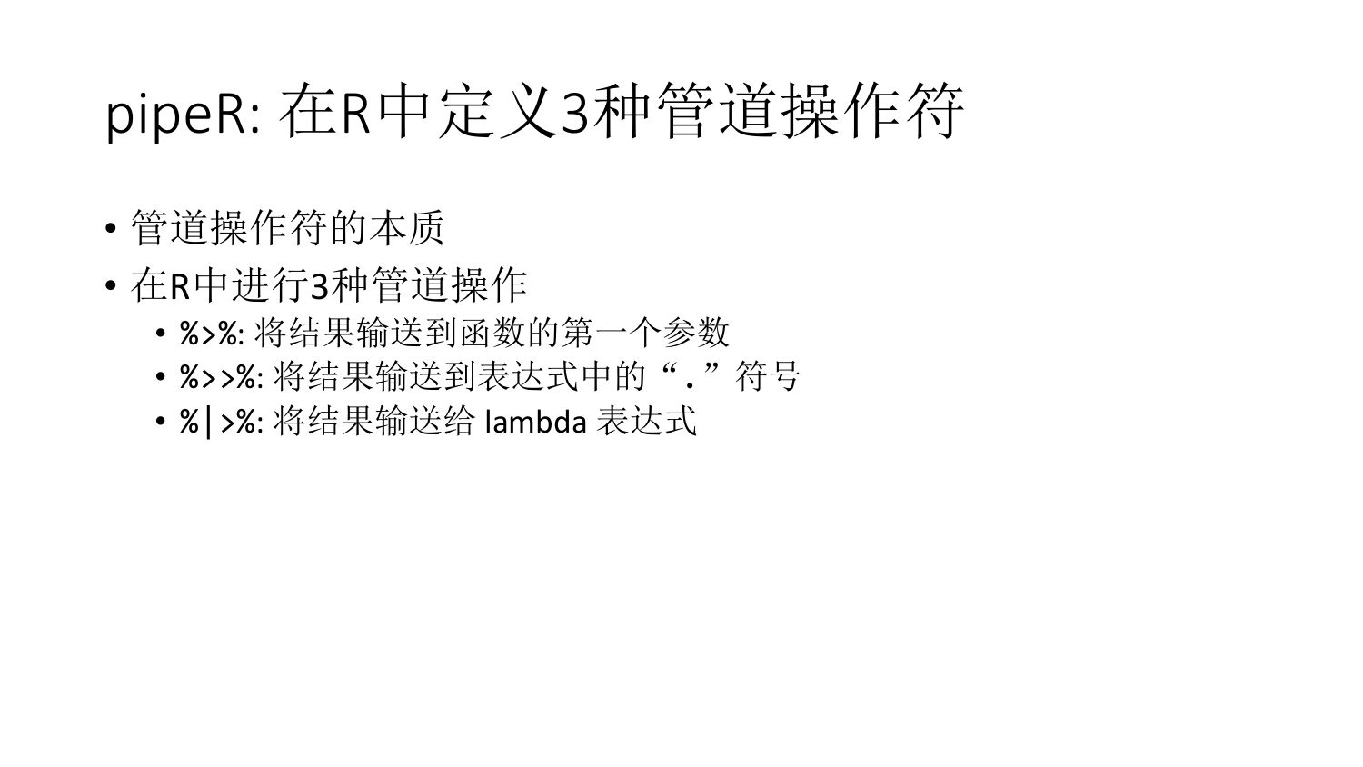# pipeR: 在R中定义3种管道操作符

- 管道操作符的本质
- 在R中进行3种管道操作
  - %>%: 将结果输送到函数的第一个参数
  - %>>%: 将结果输送到表达式中的“.”符号
  - %|>%: 将结果输送给 lambda 表达式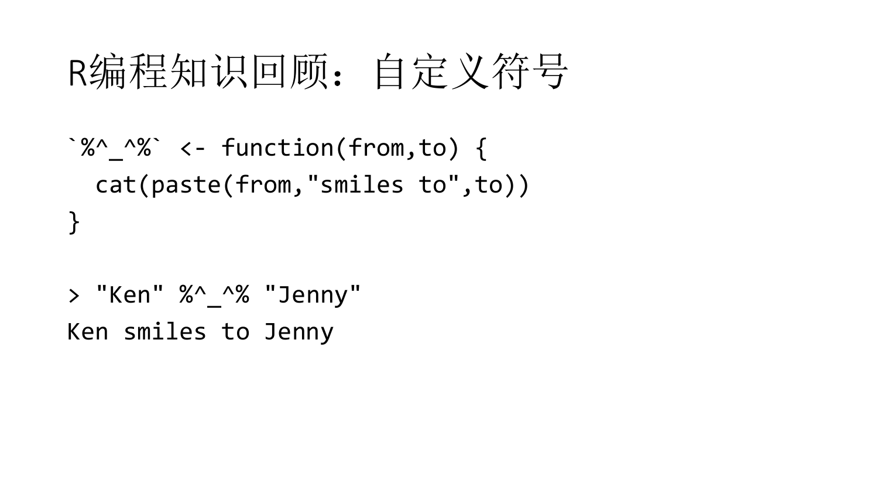# R编程知识回顾：自定义符号

```
`%^_^%` <- function(from,to) {
  cat(paste(from,"smiles to",to))
}

> "Ken" %^_^% "Jenny"
Ken smiles to Jenny
```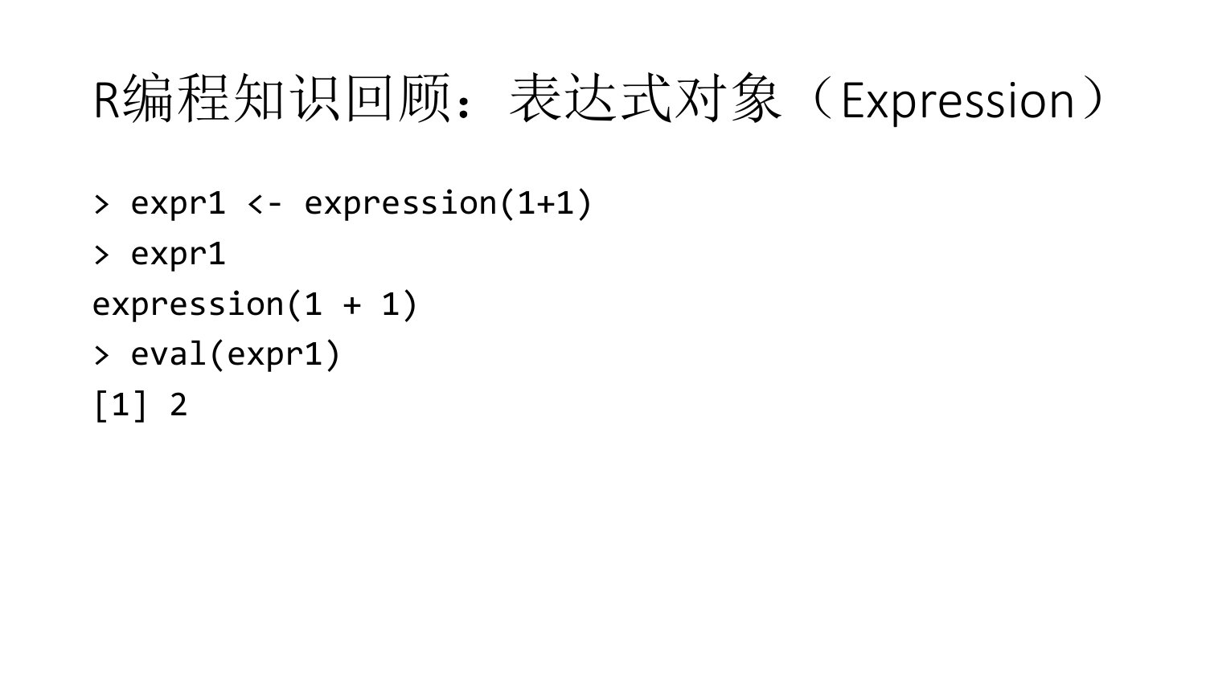# R编程知识回顾：表达式对象（Expression）

```
> expr1 <- expression(1+1)
> expr1
expression(1 + 1)
> eval(expr1)
[1] 2
```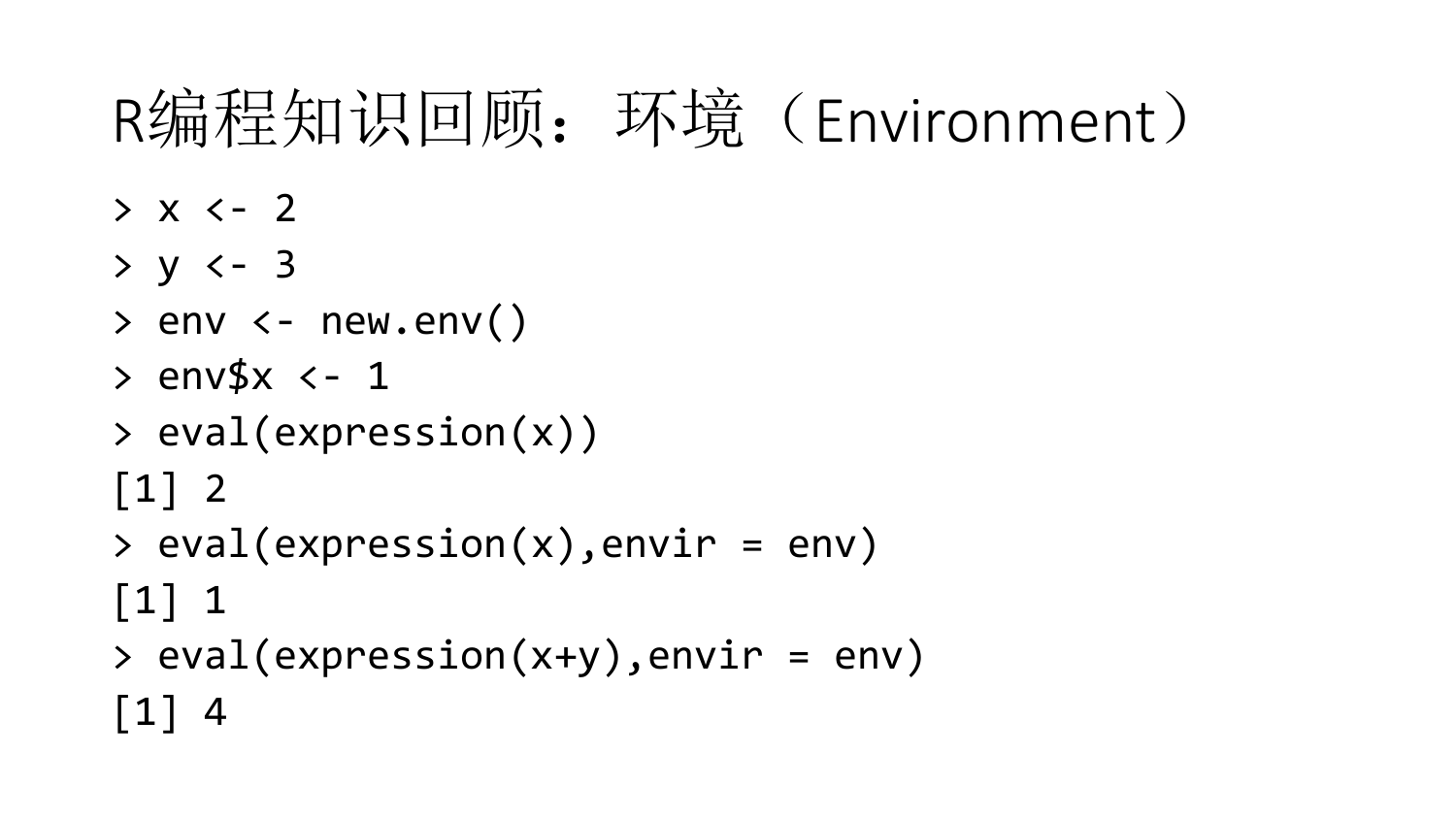# R编程知识回顾：环境（Environment）

```
> x <- 2
> y <- 3
> env <- new.env()
> env$x <- 1
> eval(expression(x))
[1] 2
> eval(expression(x),envir = env)
[1] 1
> eval(expression(x+y),envir = env)
[1] 4
```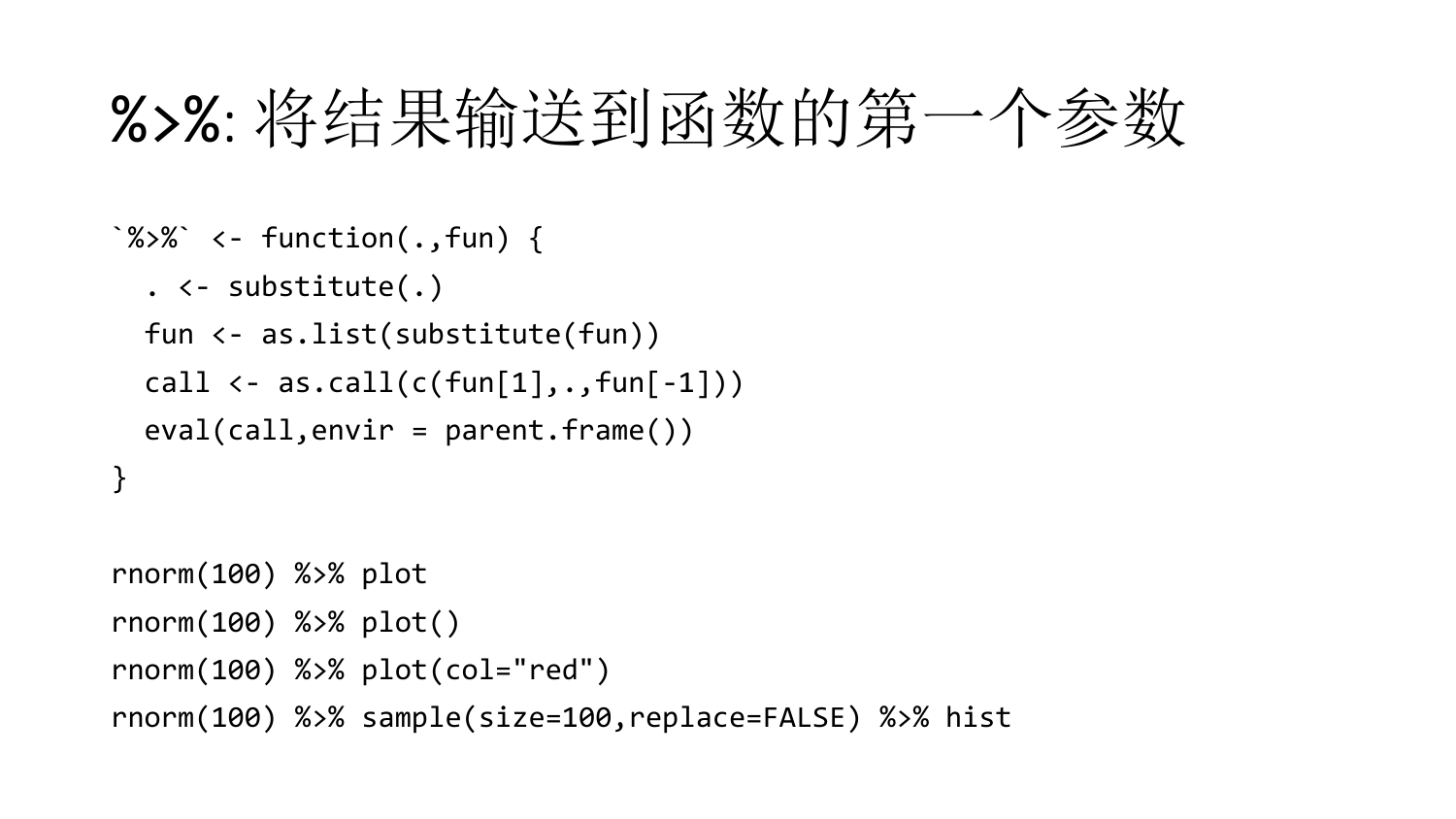# %>%: 将结果输送到函数的第一个参数

```
`%>%` <- function(.,fun) {
  . <- substitute(.)
  fun <- as.list(substitute(fun))
  call <- as.call(c(fun[1],.,fun[-1]))
  eval(call,envir = parent.frame())
}

rnorm(100) %>% plot
rnorm(100) %>% plot()
rnorm(100) %>% plot(col="red")
rnorm(100) %>% sample(size=100,replace=FALSE) %>% hist
```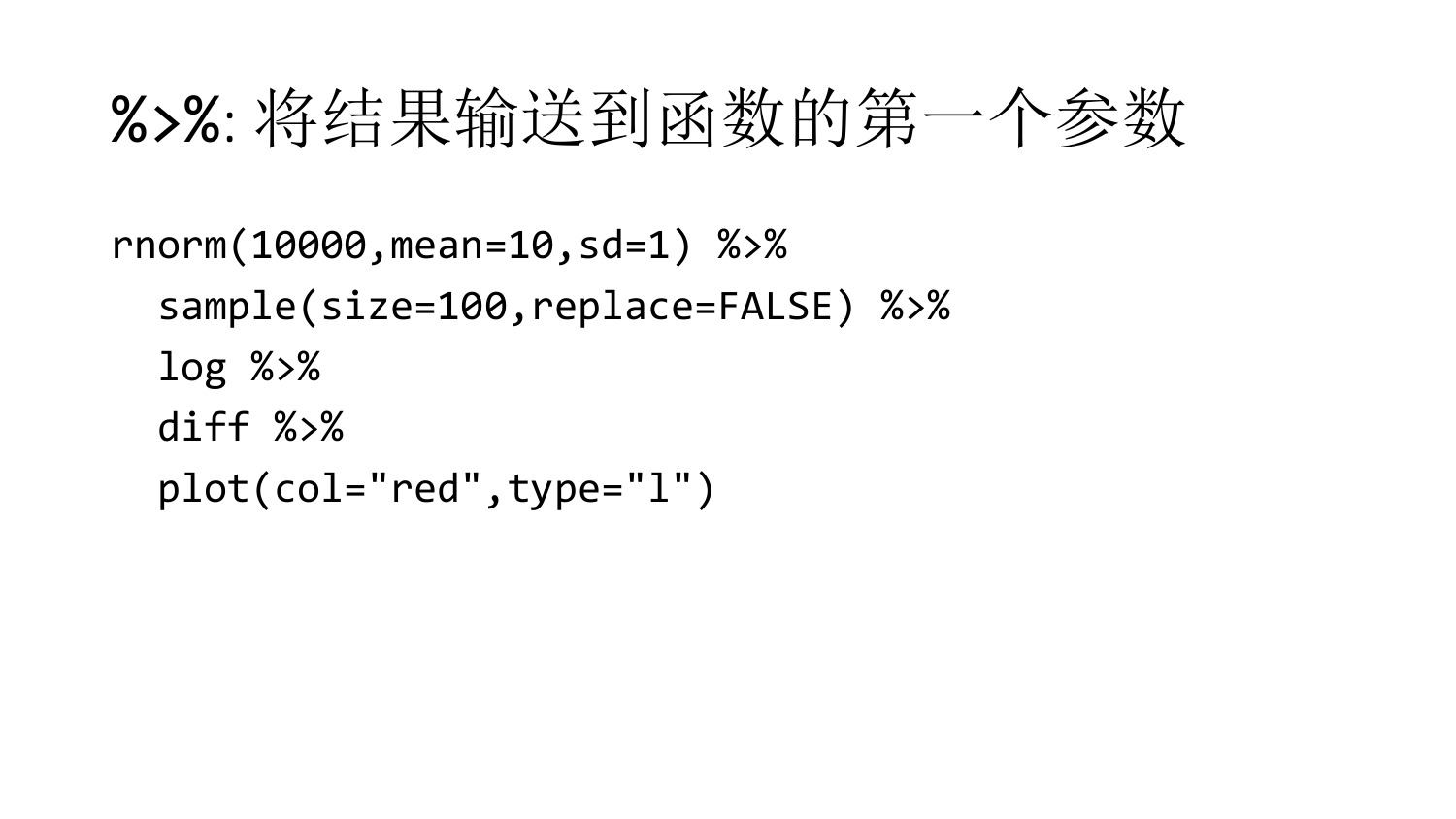# %>%: 将结果输送到函数的第一个参数

```
rnorm(10000,mean=10,sd=1) %>%
  sample(size=100,replace=FALSE) %>%
  log %>%
  diff %>%
  plot(col="red",type="l")
```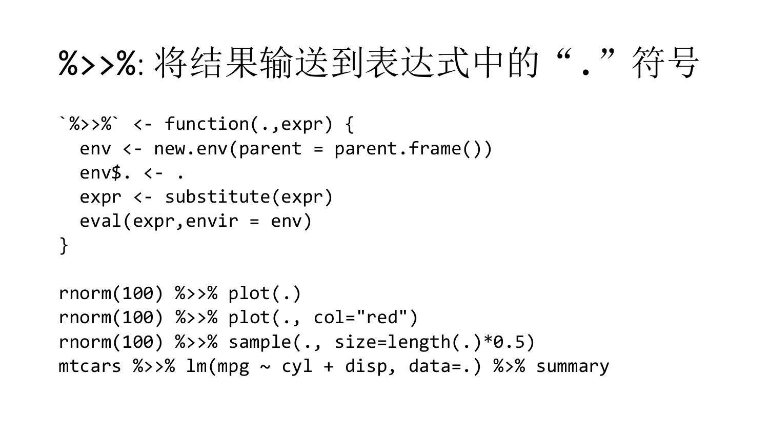# %>>%: 将结果输送到表达式中的“.”符号

```
`%>>%` <- function(.,expr) {
  env <- new.env(parent = parent.frame())
  env$. <- .
  expr <- substitute(expr)
  eval(expr,envir = env)
}

rnorm(100) %>>% plot(.)
rnorm(100) %>>% plot(., col="red")
rnorm(100) %>>% sample(., size=length(.)*0.5)
mtcars %>>% lm(mpg ~ cyl + disp, data=.) %>% summary
```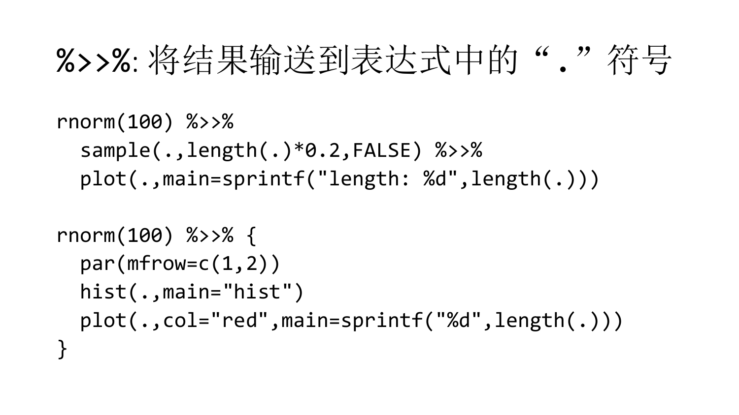# %>>%: 将结果输送到表达式中的“.”符号

```
rnorm(100) %>>%
  sample(.,length(.)*0.2,FALSE) %>>%
  plot(.,main=sprintf("length: %d",length(.)))

rnorm(100) %>>% {
  par(mfrow=c(1,2))
  hist(.,main="hist")
  plot(.,col="red",main=sprintf("%d",length(.)))
}
```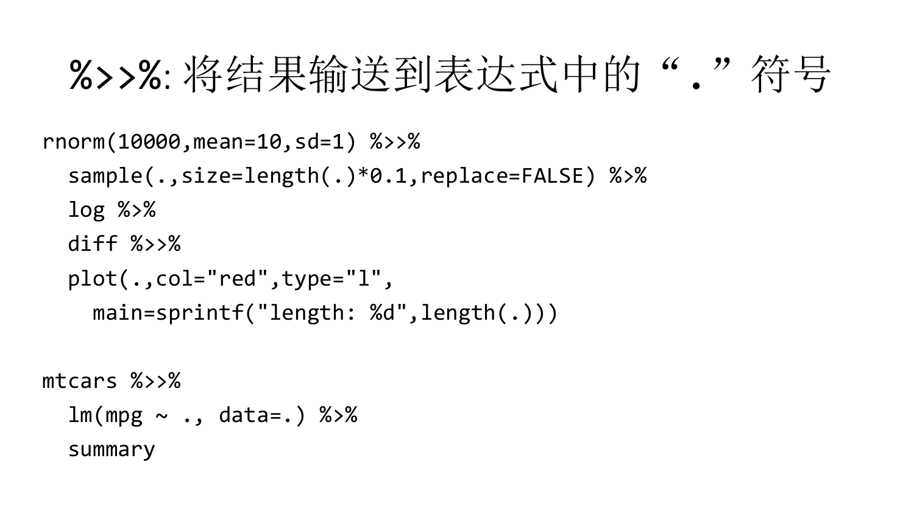# %>>%: 将结果输送到表达式中的“.”符号

```
rnorm(10000,mean=10,sd=1) %>>%
  sample(.,size=length(.)*0.1,replace=FALSE) %>%
  log %>%
  diff %>>%
  plot(.,col="red",type="l",
    main=sprintf("length: %d",length(.)))

mtcars %>>%
  lm(mpg ~ ., data=.) %>%
  summary
```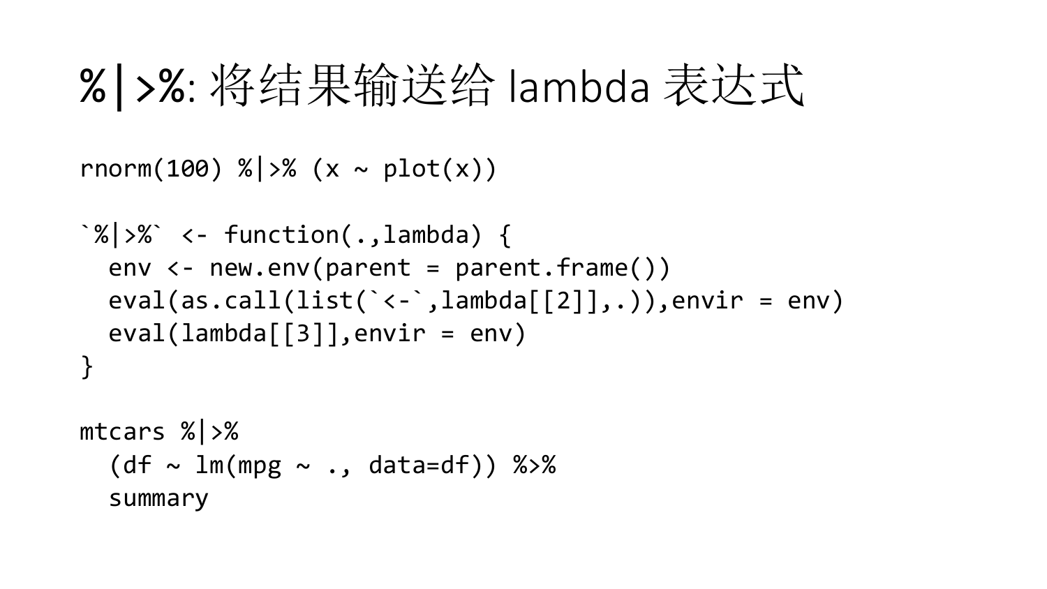# %|>%: 将结果输送给 lambda 表达式

```
rnorm(100) %|>% (x ~ plot(x))

`%|>%` <- function(.,lambda) {
  env <- new.env(parent = parent.frame())
  eval(as.call(list(`<-`,lambda[[2]],.)),envir = env)
  eval(lambda[[3]],envir = env)
}

mtcars %|>%
  (df ~ lm(mpg ~ ., data=df)) %>%
  summary
```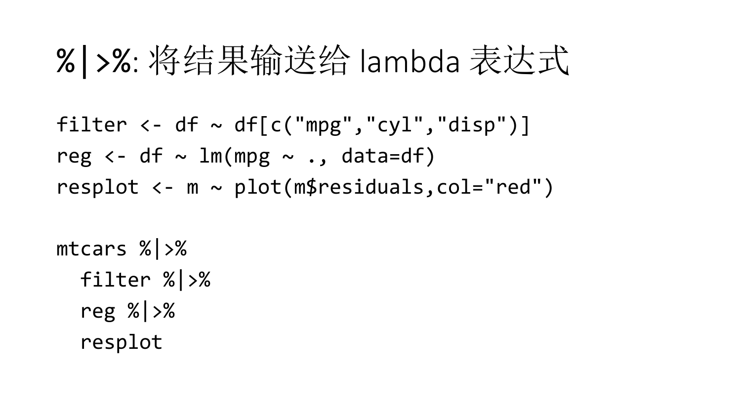# %|>%: 将结果输送给 lambda 表达式

```
filter <- df ~ df[c("mpg","cyl","disp")]
reg <- df ~ lm(mpg ~ ., data=df)
resplot <- m ~ plot(m$residuals,col="red")

mtcars %|>%
  filter %|>%
  reg %|>%
  resplot
```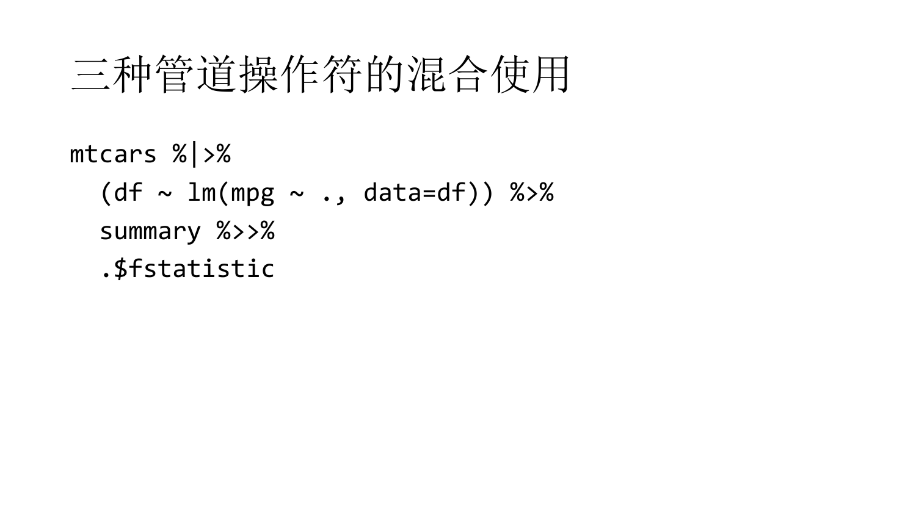# 三种管道操作符的混合使用

```
mtcars %|>%
  (df ~ lm(mpg ~ ., data=df)) %>%
  summary %>>%
  .$fstatistic
```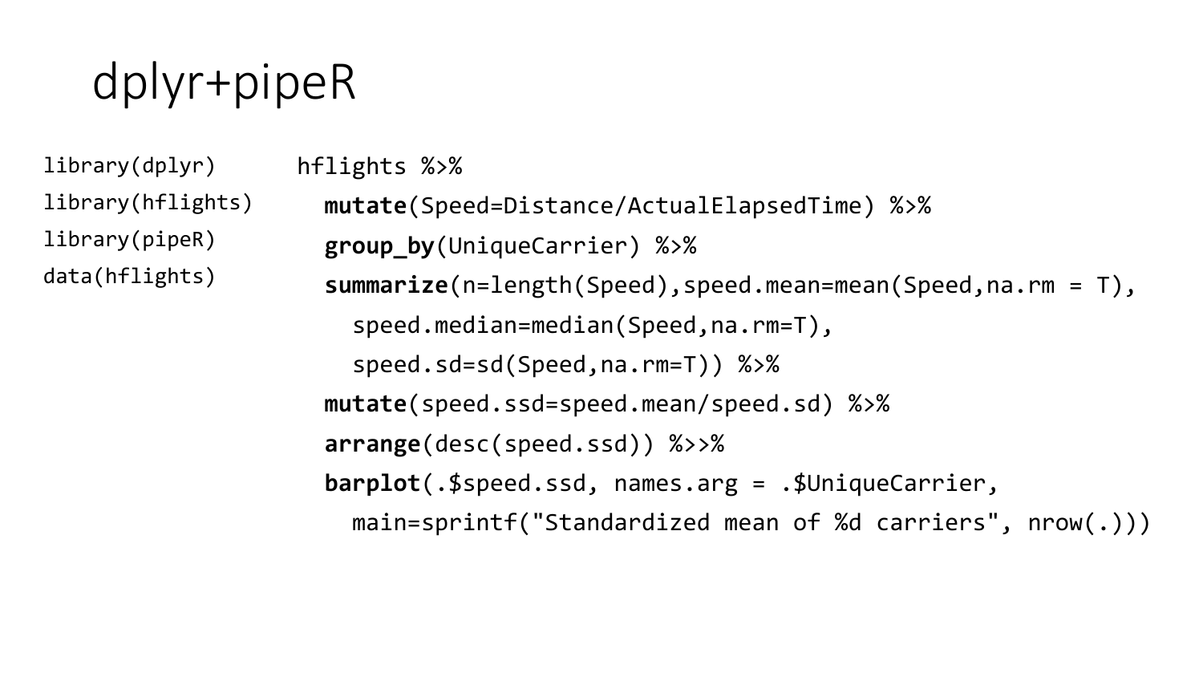# dplyr+pipeR

```
library(dplyr)
library(hflights)
library(pipeR)
data(hflights)
```

```
hflights %>%
  mutate(Speed=Distance/ActualElapsedTime) %>%
  group_by(UniqueCarrier) %>%
  summarize(n=length(Speed),speed.mean=mean(Speed,na.rm = T),
    speed.median=median(Speed,na.rm=T),
    speed.sd=sd(Speed,na.rm=T)) %>%
  mutate(speed.ssd=speed.mean/speed.sd) %>%
  arrange(desc(speed.ssd)) %>>%
  barplot(.$speed.ssd, names.arg = .$UniqueCarrier,
    main=sprintf("Standardized mean of %d carriers", nrow(.)))
```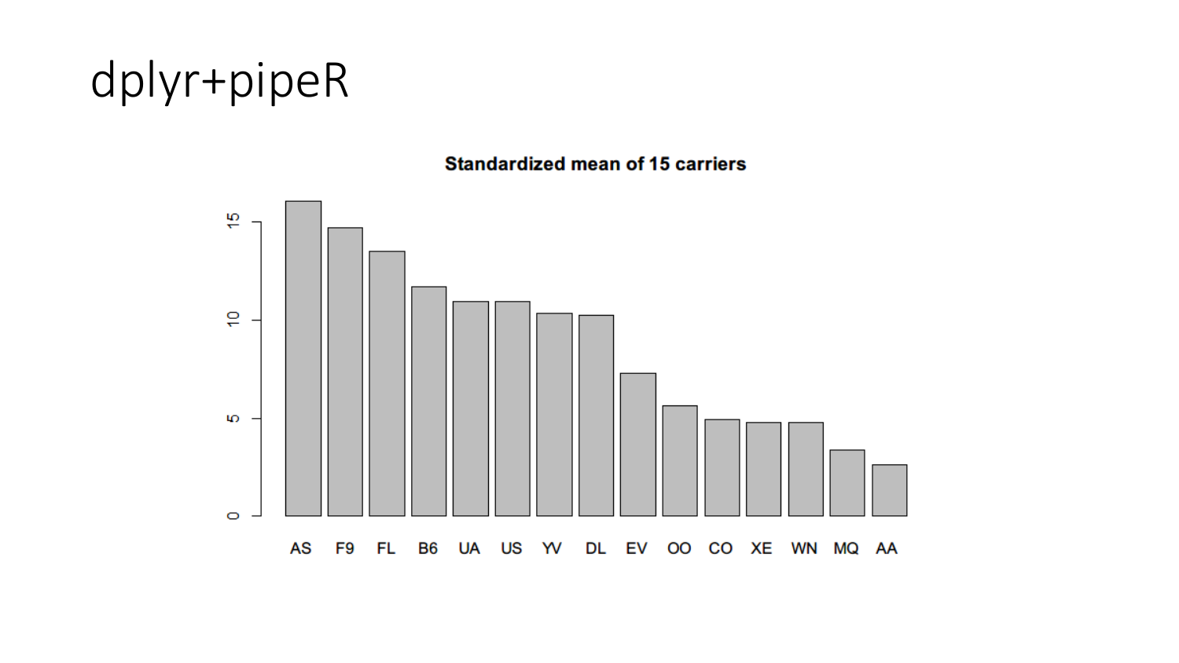# dplyr+pipeR

**Standardized mean of 15 carriers**

| Carrier | Value (approx.) |
| --- | --- |
| AS | 16 |
| F9 | 14.7 |
| FL | 13.5 |
| B6 | 11.7 |
| UA | 11 |
| US | 11 |
| YV | 10.4 |
| DL | 10.3 |
| EV | 7.3 |
| OO | 5.6 |
| CO | 4.9 |
| XE | 4.8 |
| WN | 4.8 |
| MQ | 3.4 |
| AA | 2.6 |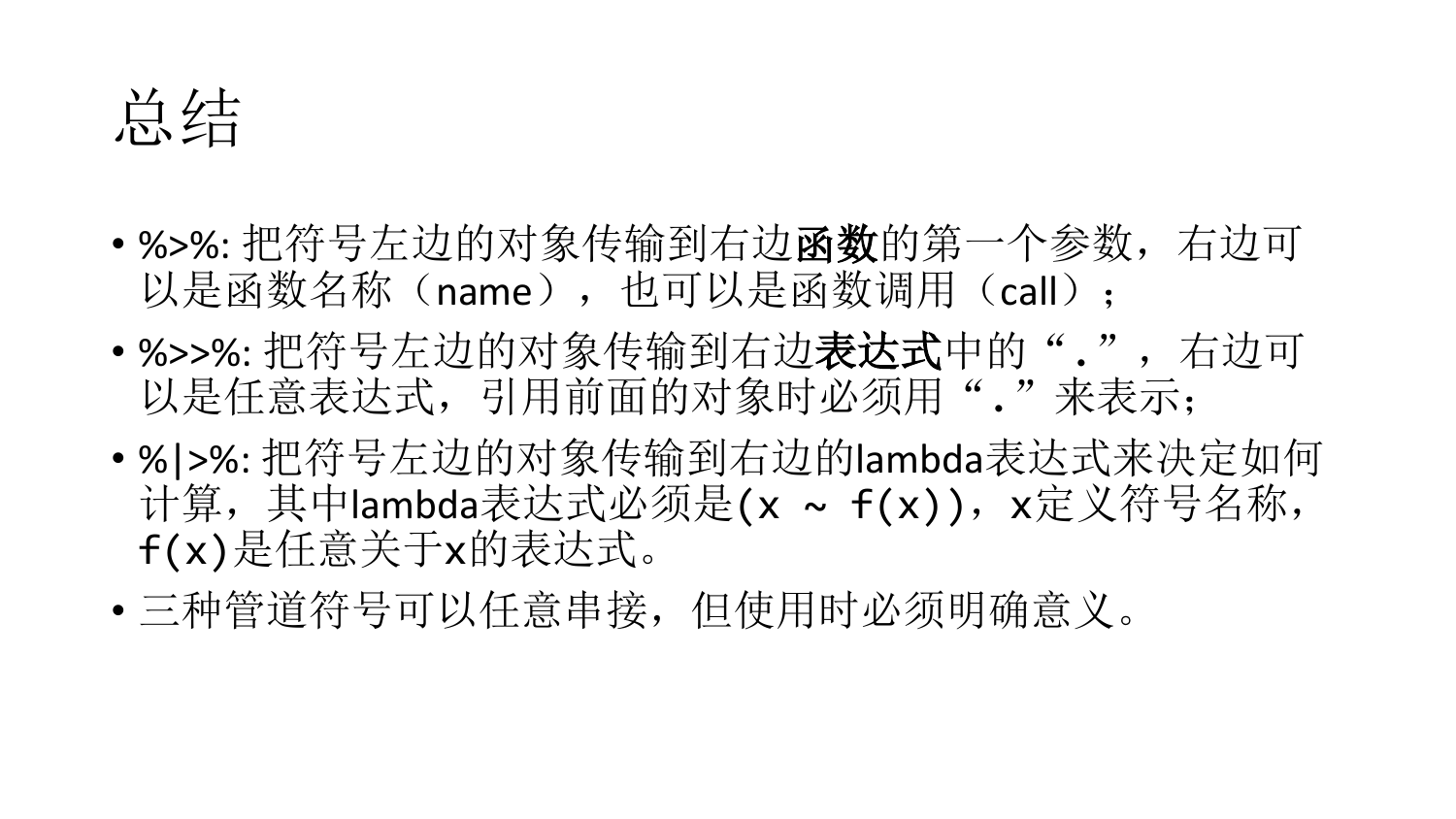# 总结

- %>%: 把符号左边的对象传输到右边**函数**的第一个参数，右边可以是函数名称（name），也可以是函数调用（call）；
- %>>%: 把符号左边的对象传输到右边**表达式**中的“.”，右边可以是任意表达式，引用前面的对象时必须用“.”来表示；
- %|>%: 把符号左边的对象传输到右边的lambda表达式来决定如何计算，其中lambda表达式必须是(x ~ f(x))，x定义符号名称，f(x)是任意关于x的表达式。
- 三种管道符号可以任意串接，但使用时必须明确意义。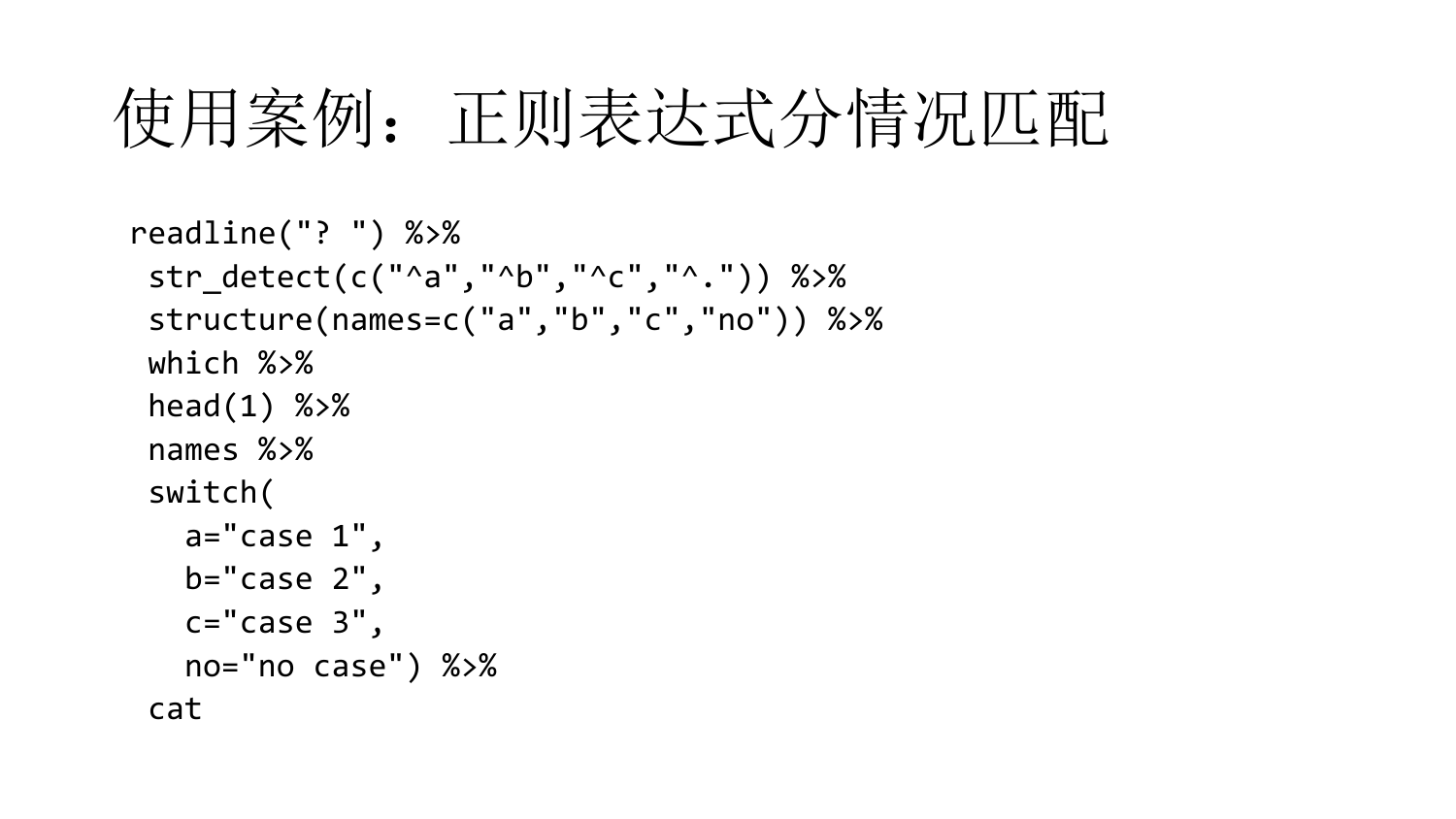# 使用案例：正则表达式分情况匹配

```
readline("? ") %>%
  str_detect(c("^a","^b","^c","^.")) %>%
  structure(names=c("a","b","c","no")) %>%
  which %>%
  head(1) %>%
  names %>%
  switch(
    a="case 1",
    b="case 2",
    c="case 3",
    no="no case") %>%
  cat
```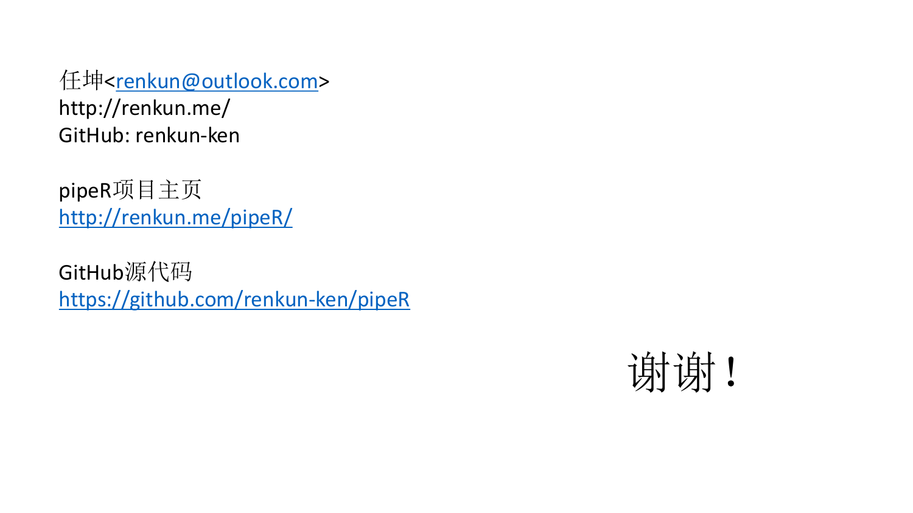任坤<renkun@outlook.com>
http://renkun.me/
GitHub: renkun-ken

pipeR项目主页
http://renkun.me/pipeR/

GitHub源代码
https://github.com/renkun-ken/pipeR

谢谢！